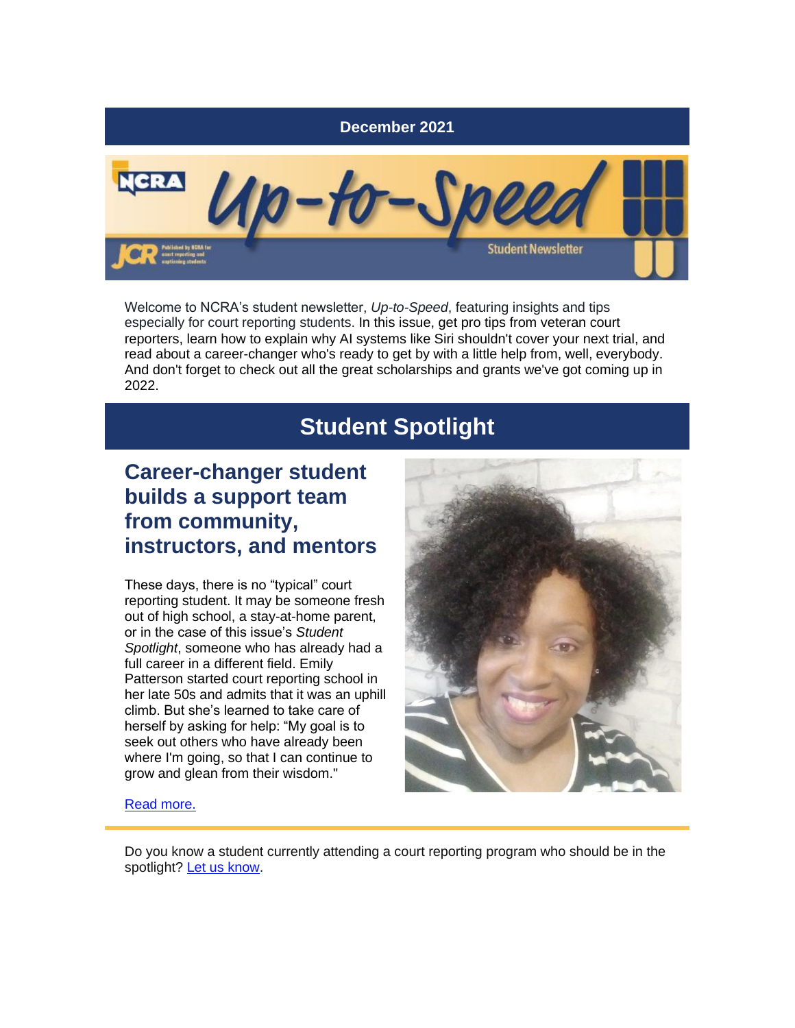December 2021

# Up-to-Speed

Student Newsletter

Published by NCRA for court reporting and captioning students

Welcome to NCRA's student newsletter, *Up-to-Speed*, featuring insights and tips especially for court reporting students. In this issue, get pro tips from veteran court reporters, learn how to explain why AI systems like Siri shouldn't cover your next trial, and read about a career-changer who's ready to get by with a little help from, well, everybody. And don't forget to check out all the great scholarships and grants we've got coming up in 2022.

## Student Spotlight

### Career-changer student builds a support team from community, instructors, and mentors

These days, there is no "typical" court reporting student. It may be someone fresh out of high school, a stay-at-home parent, or in the case of this issue's *Student Spotlight*, someone who has already had a full career in a different field. Emily Patterson started court reporting school in her late 50s and admits that it was an uphill climb. But she's learned to take care of herself by asking for help: "My goal is to seek out others who have already been where I'm going, so that I can continue to grow and glean from their wisdom."

[Read more.]

Do you know a student currently attending a court reporting program who should be in the spotlight? [Let us know].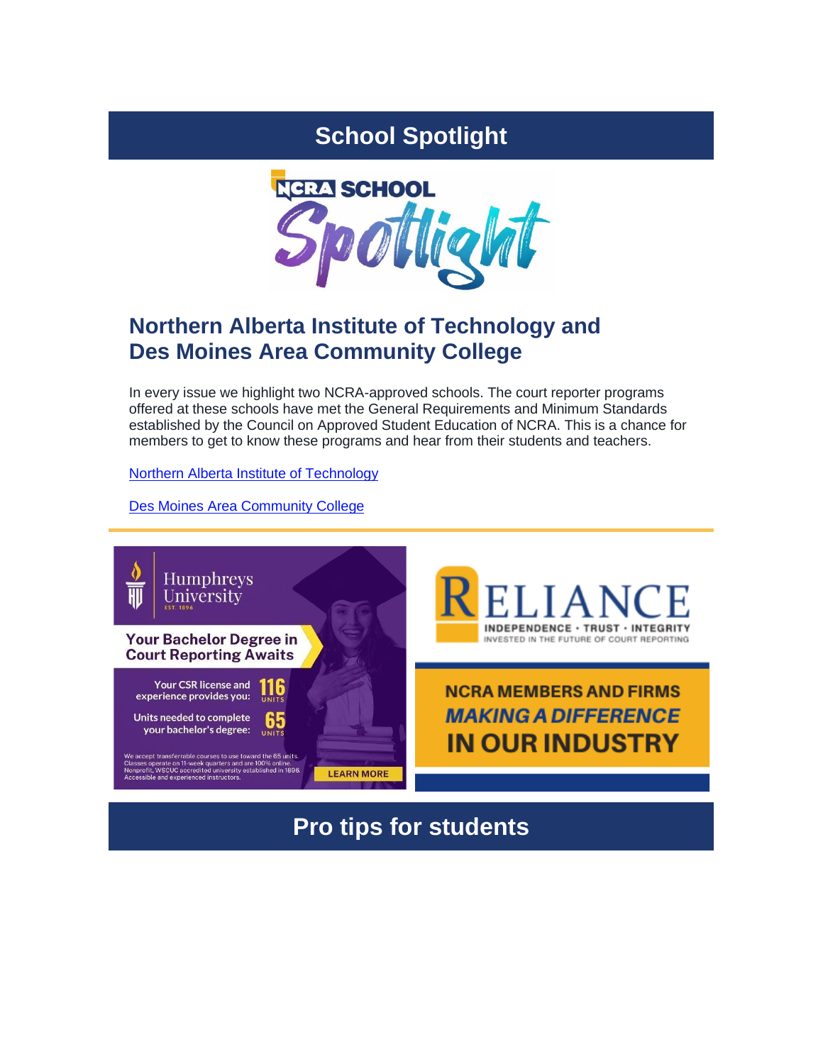## School Spotlight

NCRA SCHOOL Spotlight

### Northern Alberta Institute of Technology and Des Moines Area Community College

In every issue we highlight two NCRA-approved schools. The court reporter programs offered at these schools have met the General Requirements and Minimum Standards established by the Council on Approved Student Education of NCRA. This is a chance for members to get to know these programs and hear from their students and teachers.

[Northern Alberta Institute of Technology](#)

[Des Moines Area Community College](#)

---

Humphreys University
EST. 1896

**Your Bachelor Degree in Court Reporting Awaits**

Your CSR license and experience provides you: **116** UNITS

Units needed to complete your bachelor's degree: **65** UNITS

We accept transferrable courses to use toward the 65 units. Classes operate on 11-week quarters and are 100% online. Nonprofit, WSCUC accredited university established in 1896. Accessible and experienced instructors.

LEARN MORE

RELIANCE
INDEPENDENCE • TRUST • INTEGRITY
INVESTED IN THE FUTURE OF COURT REPORTING

NCRA MEMBERS AND FIRMS *MAKING A DIFFERENCE* IN OUR INDUSTRY

## Pro tips for students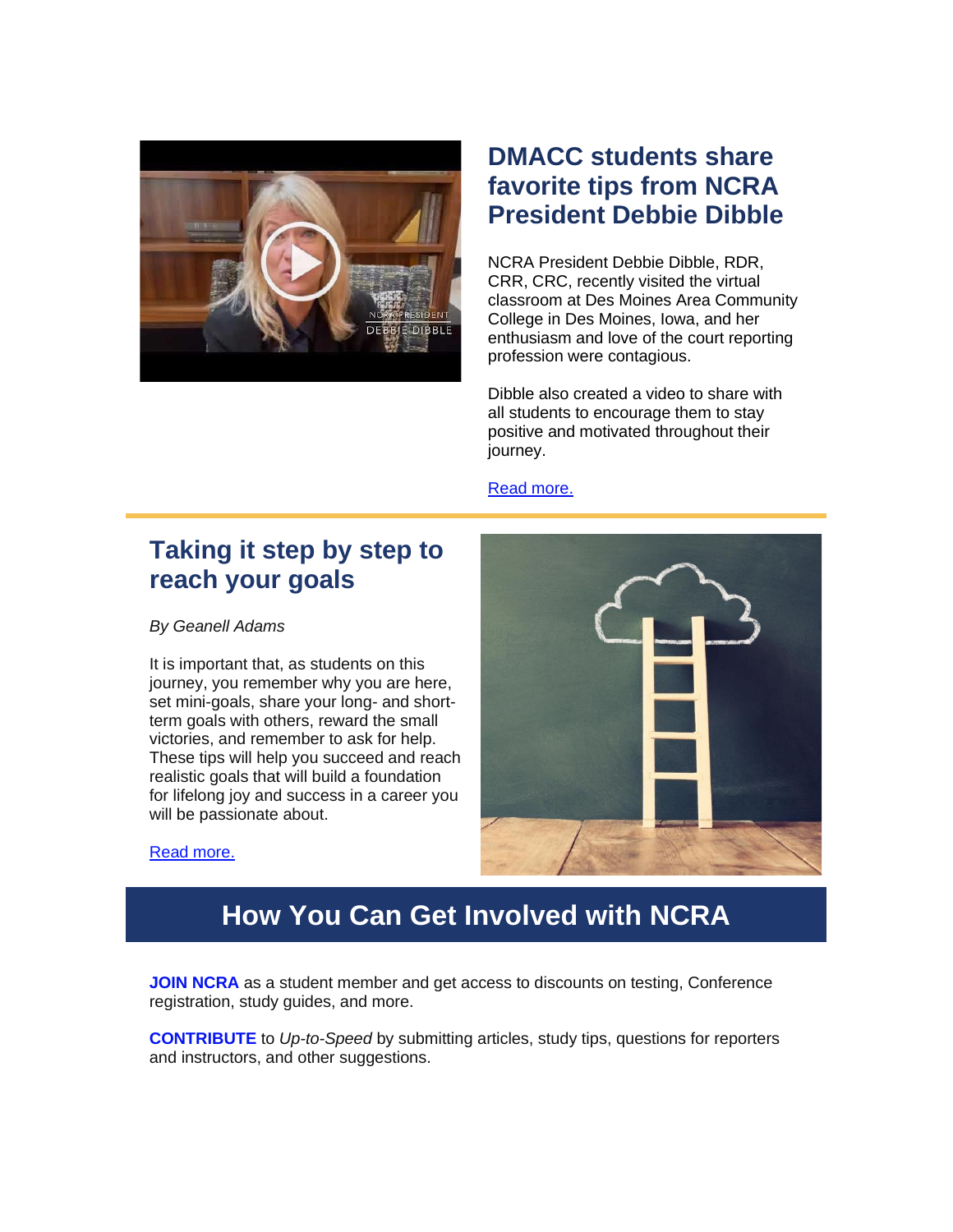## DMACC students share favorite tips from NCRA President Debbie Dibble

NCRA President Debbie Dibble, RDR, CRR, CRC, recently visited the virtual classroom at Des Moines Area Community College in Des Moines, Iowa, and her enthusiasm and love of the court reporting profession were contagious.

Dibble also created a video to share with all students to encourage them to stay positive and motivated throughout their journey.

[Read more.]

---

## Taking it step by step to reach your goals

*By Geanell Adams*

It is important that, as students on this journey, you remember why you are here, set mini-goals, share your long- and short-term goals with others, reward the small victories, and remember to ask for help. These tips will help you succeed and reach realistic goals that will build a foundation for lifelong joy and success in a career you will be passionate about.

[Read more.]

# How You Can Get Involved with NCRA

**JOIN NCRA** as a student member and get access to discounts on testing, Conference registration, study guides, and more.

**CONTRIBUTE** to *Up-to-Speed* by submitting articles, study tips, questions for reporters and instructors, and other suggestions.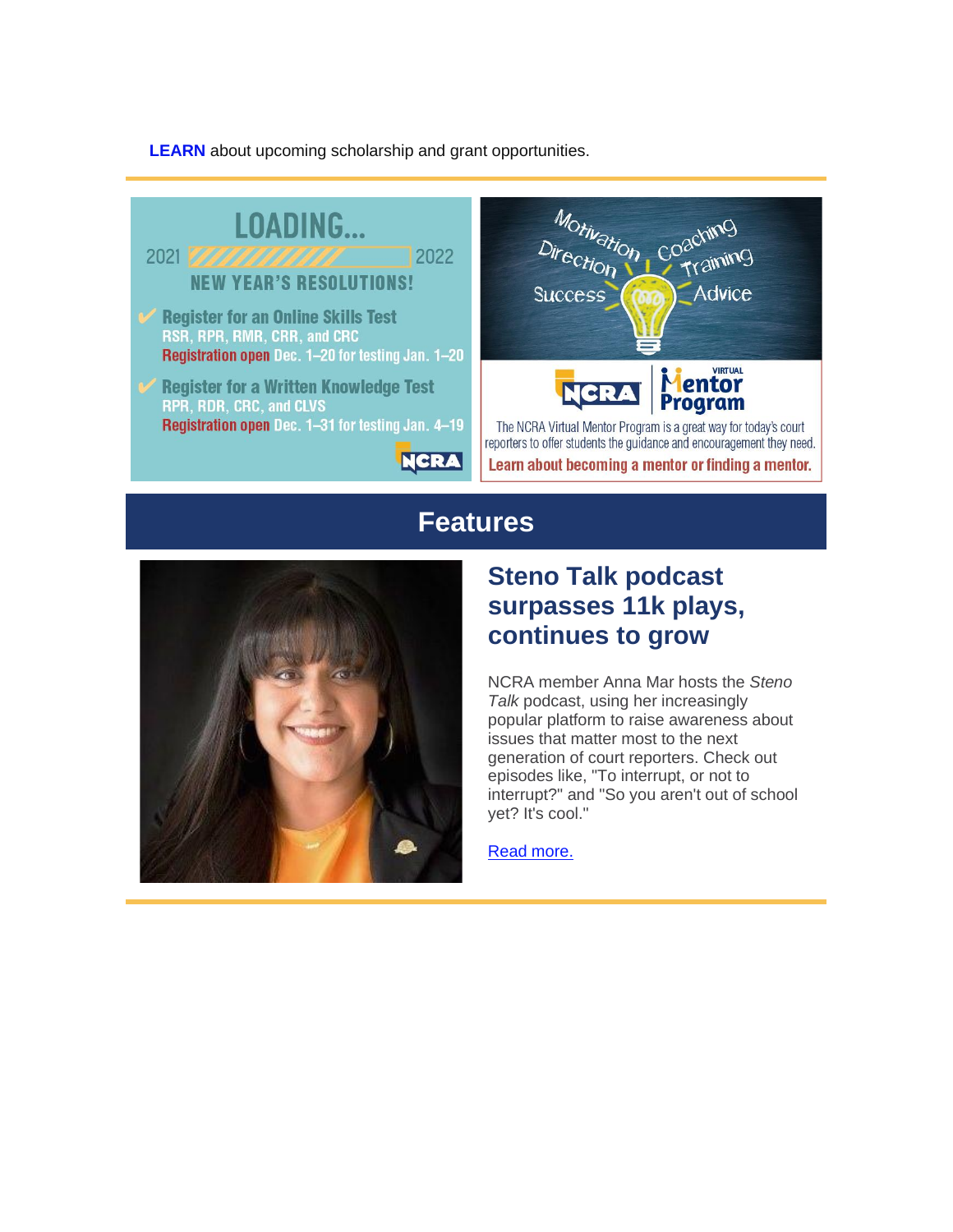**LEARN** about upcoming scholarship and grant opportunities.

LOADING...

2021 2022

NEW YEAR'S RESOLUTIONS!

✔ Register for an Online Skills Test
RSR, RPR, RMR, CRR, and CRC
Registration open Dec. 1–20 for testing Jan. 1–20

✔ Register for a Written Knowledge Test
RPR, RDR, CRC, and CLVS
Registration open Dec. 1–31 for testing Jan. 4–19

NCRA

Motivation Coaching Direction Training Success Advice

NCRA | VIRTUAL Mentor Program

The NCRA Virtual Mentor Program is a great way for today's court reporters to offer students the guidance and encouragement they need.

Learn about becoming a mentor or finding a mentor.

## Features

### Steno Talk podcast surpasses 11k plays, continues to grow

NCRA member Anna Mar hosts the *Steno Talk* podcast, using her increasingly popular platform to raise awareness about issues that matter most to the next generation of court reporters. Check out episodes like, "To interrupt, or not to interrupt?" and "So you aren't out of school yet? It's cool."

Read more.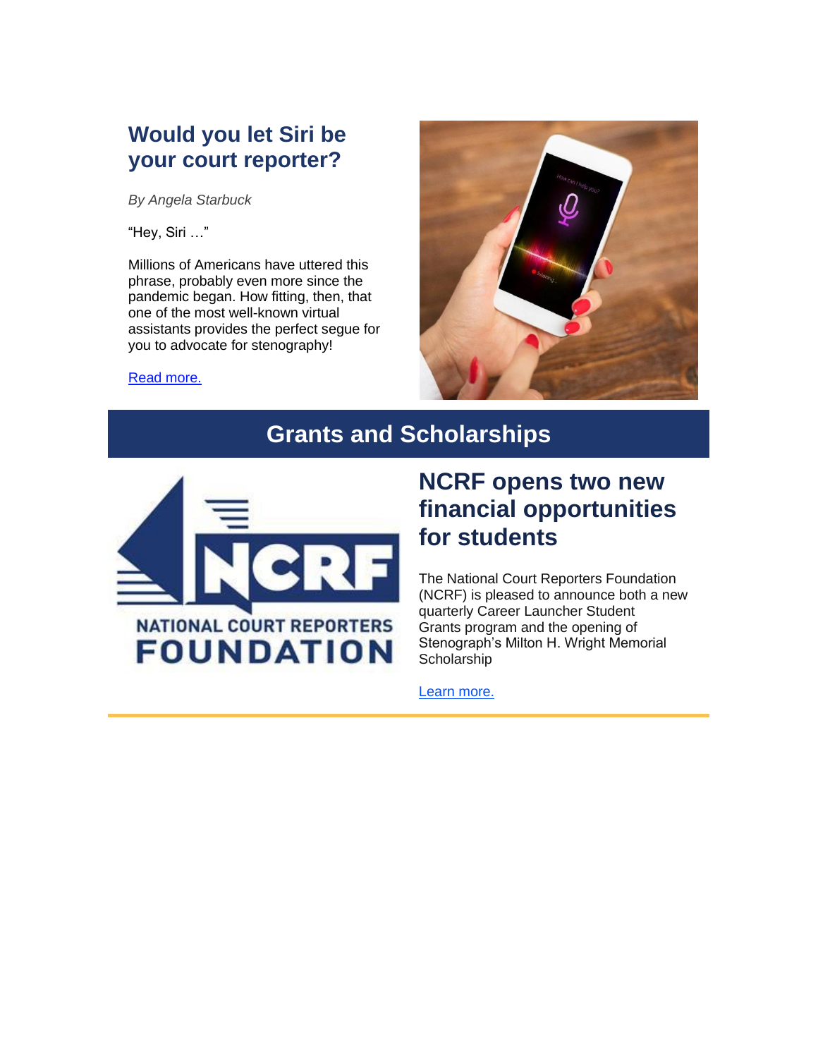## Would you let Siri be your court reporter?

*By Angela Starbuck*

“Hey, Siri …”

Millions of Americans have uttered this phrase, probably even more since the pandemic began. How fitting, then, that one of the most well-known virtual assistants provides the perfect segue for you to advocate for stenography!

Read more.

# Grants and Scholarships

## NCRF opens two new financial opportunities for students

The National Court Reporters Foundation (NCRF) is pleased to announce both a new quarterly Career Launcher Student Grants program and the opening of Stenograph’s Milton H. Wright Memorial Scholarship

Learn more.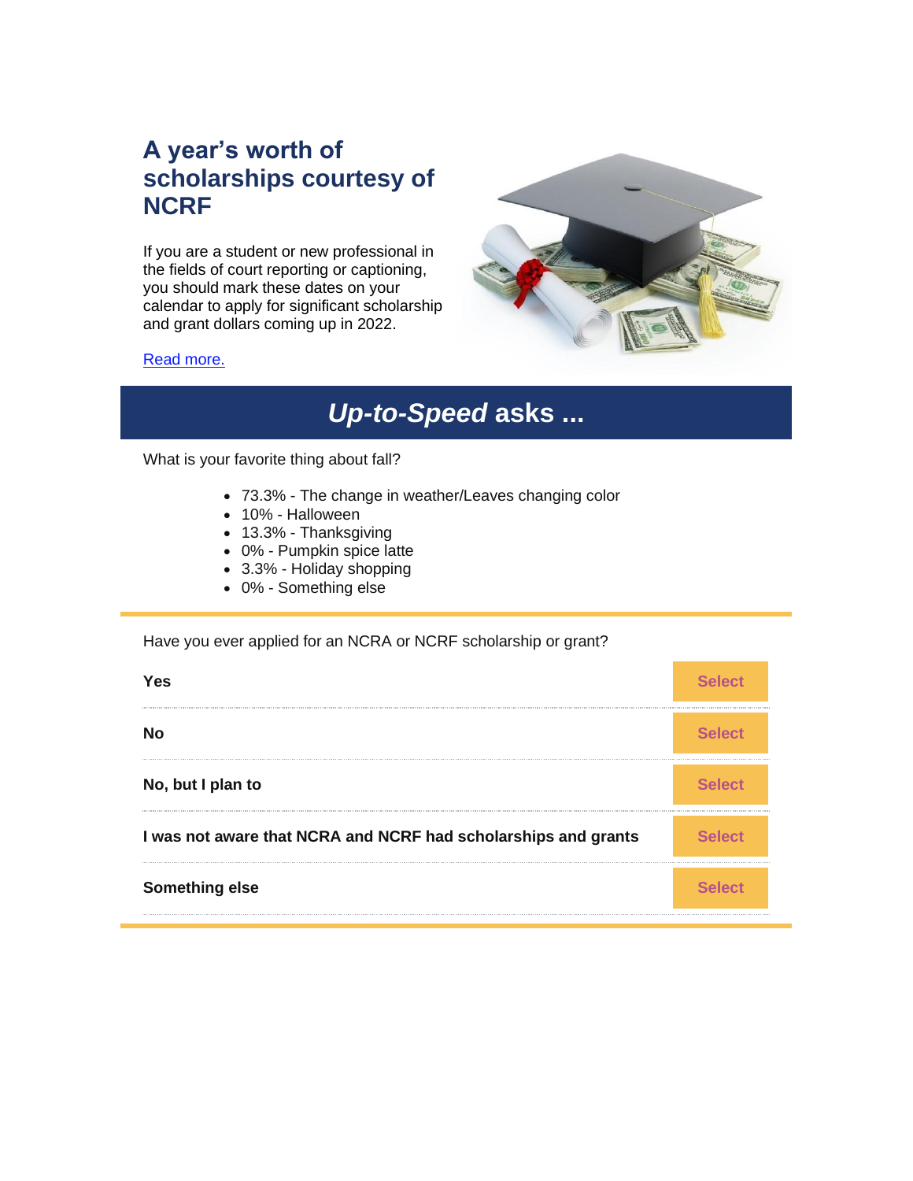## A year's worth of scholarships courtesy of NCRF

If you are a student or new professional in the fields of court reporting or captioning, you should mark these dates on your calendar to apply for significant scholarship and grant dollars coming up in 2022.

[Read more.]

## *Up-to-Speed* asks ...

What is your favorite thing about fall?

- 73.3% - The change in weather/Leaves changing color
- 10% - Halloween
- 13.3% - Thanksgiving
- 0% - Pumpkin spice latte
- 3.3% - Holiday shopping
- 0% - Something else

Have you ever applied for an NCRA or NCRF scholarship or grant?

| | |
|---|---|
| **Yes** | Select |
| **No** | Select |
| **No, but I plan to** | Select |
| **I was not aware that NCRA and NCRF had scholarships and grants** | Select |
| **Something else** | Select |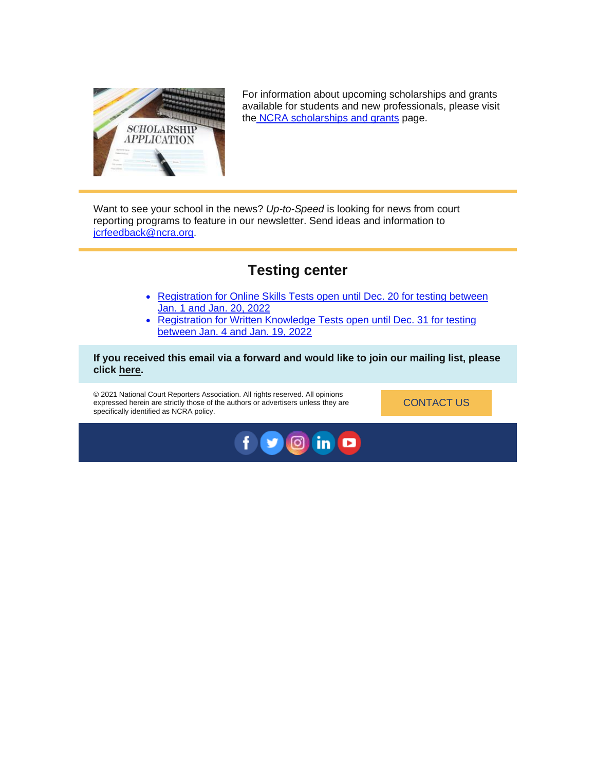For information about upcoming scholarships and grants available for students and new professionals, please visit the NCRA scholarships and grants page.

---

Want to see your school in the news? *Up-to-Speed* is looking for news from court reporting programs to feature in our newsletter. Send ideas and information to jcrfeedback@ncra.org.

---

## Testing center

- Registration for Online Skills Tests open until Dec. 20 for testing between Jan. 1 and Jan. 20, 2022
- Registration for Written Knowledge Tests open until Dec. 31 for testing between Jan. 4 and Jan. 19, 2022

**If you received this email via a forward and would like to join our mailing list, please click here.**

© 2021 National Court Reporters Association. All rights reserved. All opinions expressed herein are strictly those of the authors or advertisers unless they are specifically identified as NCRA policy.

CONTACT US